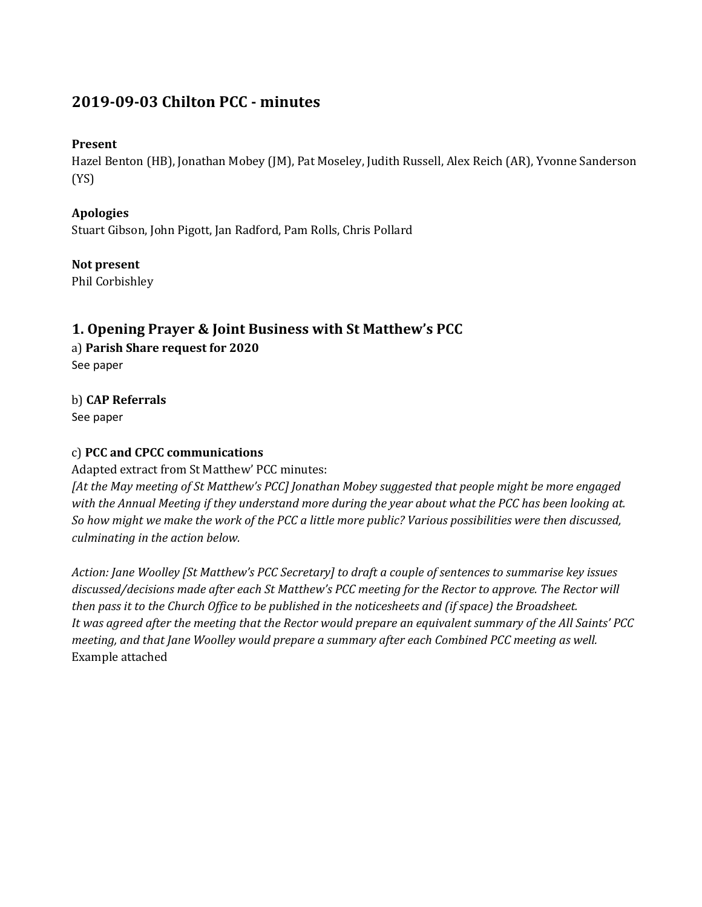# 2019-09-03 Chilton PCC - minutes

**Present**
Hazel Benton (HB), Jonathan Mobey (JM), Pat Moseley, Judith Russell, Alex Reich (AR), Yvonne Sanderson (YS)

**Apologies**
Stuart Gibson, John Pigott, Jan Radford, Pam Rolls, Chris Pollard

**Not present**
Phil Corbishley

## 1. Opening Prayer & Joint Business with St Matthew's PCC

a) **Parish Share request for 2020**
See paper

b) **CAP Referrals**
See paper

c) **PCC and CPCC communications**
Adapted extract from St Matthew' PCC minutes:
*[At the May meeting of St Matthew's PCC] Jonathan Mobey suggested that people might be more engaged with the Annual Meeting if they understand more during the year about what the PCC has been looking at. So how might we make the work of the PCC a little more public? Various possibilities were then discussed, culminating in the action below.*

*Action: Jane Woolley [St Matthew's PCC Secretary] to draft a couple of sentences to summarise key issues discussed/decisions made after each St Matthew's PCC meeting for the Rector to approve. The Rector will then pass it to the Church Office to be published in the noticesheets and (if space) the Broadsheet.*
*It was agreed after the meeting that the Rector would prepare an equivalent summary of the All Saints' PCC meeting, and that Jane Woolley would prepare a summary after each Combined PCC meeting as well.*
Example attached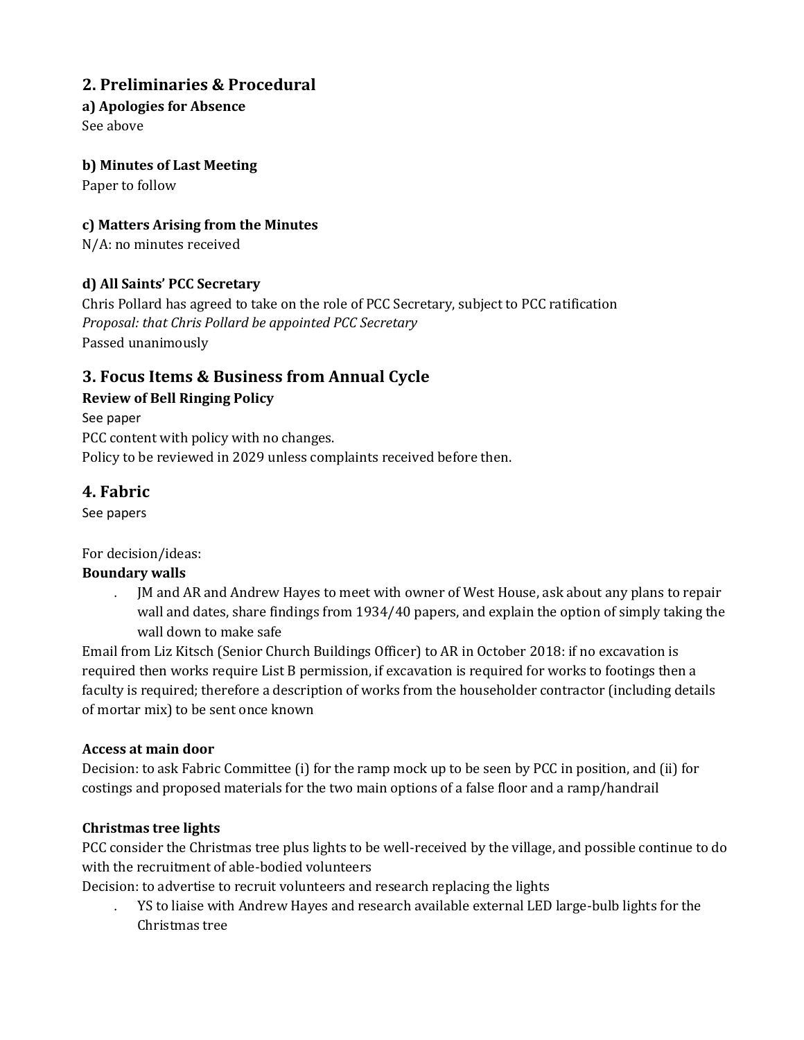## 2. Preliminaries & Procedural

**a) Apologies for Absence**

See above

**b) Minutes of Last Meeting**

Paper to follow

**c) Matters Arising from the Minutes**

N/A: no minutes received

**d) All Saints' PCC Secretary**

Chris Pollard has agreed to take on the role of PCC Secretary, subject to PCC ratification

*Proposal: that Chris Pollard be appointed PCC Secretary*

Passed unanimously

## 3. Focus Items & Business from Annual Cycle

**Review of Bell Ringing Policy**

See paper

PCC content with policy with no changes.

Policy to be reviewed in 2029 unless complaints received before then.

## 4. Fabric

See papers

For decision/ideas:

**Boundary walls**

- JM and AR and Andrew Hayes to meet with owner of West House, ask about any plans to repair wall and dates, share findings from 1934/40 papers, and explain the option of simply taking the wall down to make safe

Email from Liz Kitsch (Senior Church Buildings Officer) to AR in October 2018: if no excavation is required then works require List B permission, if excavation is required for works to footings then a faculty is required; therefore a description of works from the householder contractor (including details of mortar mix) to be sent once known

**Access at main door**

Decision: to ask Fabric Committee (i) for the ramp mock up to be seen by PCC in position, and (ii) for costings and proposed materials for the two main options of a false floor and a ramp/handrail

**Christmas tree lights**

PCC consider the Christmas tree plus lights to be well-received by the village, and possible continue to do with the recruitment of able-bodied volunteers

Decision: to advertise to recruit volunteers and research replacing the lights

- YS to liaise with Andrew Hayes and research available external LED large-bulb lights for the Christmas tree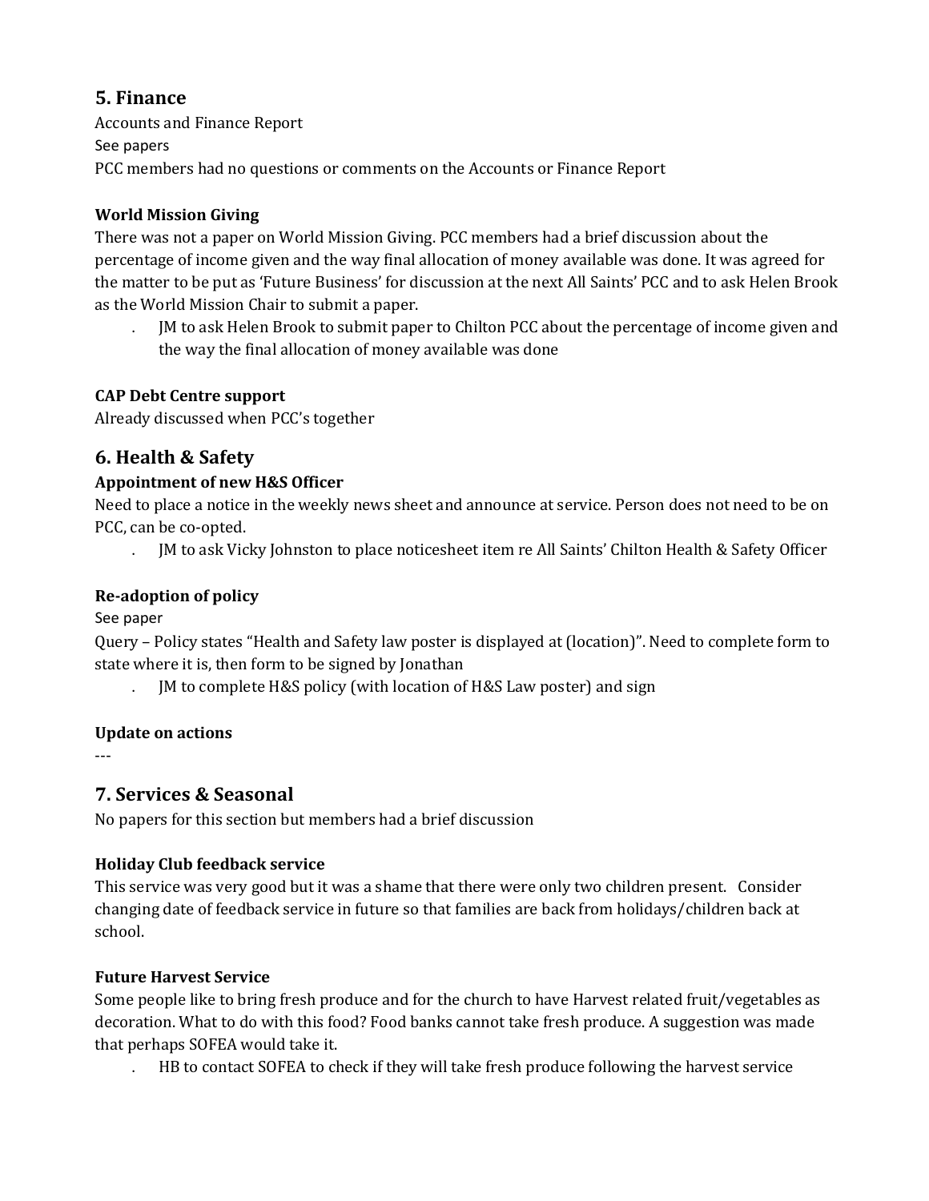## 5. Finance

Accounts and Finance Report

See papers

PCC members had no questions or comments on the Accounts or Finance Report

### World Mission Giving

There was not a paper on World Mission Giving. PCC members had a brief discussion about the percentage of income given and the way final allocation of money available was done. It was agreed for the matter to be put as 'Future Business' for discussion at the next All Saints' PCC and to ask Helen Brook as the World Mission Chair to submit a paper.

- JM to ask Helen Brook to submit paper to Chilton PCC about the percentage of income given and the way the final allocation of money available was done

### CAP Debt Centre support

Already discussed when PCC's together

## 6. Health & Safety

### Appointment of new H&S Officer

Need to place a notice in the weekly news sheet and announce at service. Person does not need to be on PCC, can be co-opted.

- JM to ask Vicky Johnston to place noticesheet item re All Saints' Chilton Health & Safety Officer

### Re-adoption of policy

See paper

Query – Policy states "Health and Safety law poster is displayed at (location)". Need to complete form to state where it is, then form to be signed by Jonathan

- JM to complete H&S policy (with location of H&S Law poster) and sign

### Update on actions

---

## 7. Services & Seasonal

No papers for this section but members had a brief discussion

### Holiday Club feedback service

This service was very good but it was a shame that there were only two children present. Consider changing date of feedback service in future so that families are back from holidays/children back at school.

### Future Harvest Service

Some people like to bring fresh produce and for the church to have Harvest related fruit/vegetables as decoration. What to do with this food? Food banks cannot take fresh produce. A suggestion was made that perhaps SOFEA would take it.

- HB to contact SOFEA to check if they will take fresh produce following the harvest service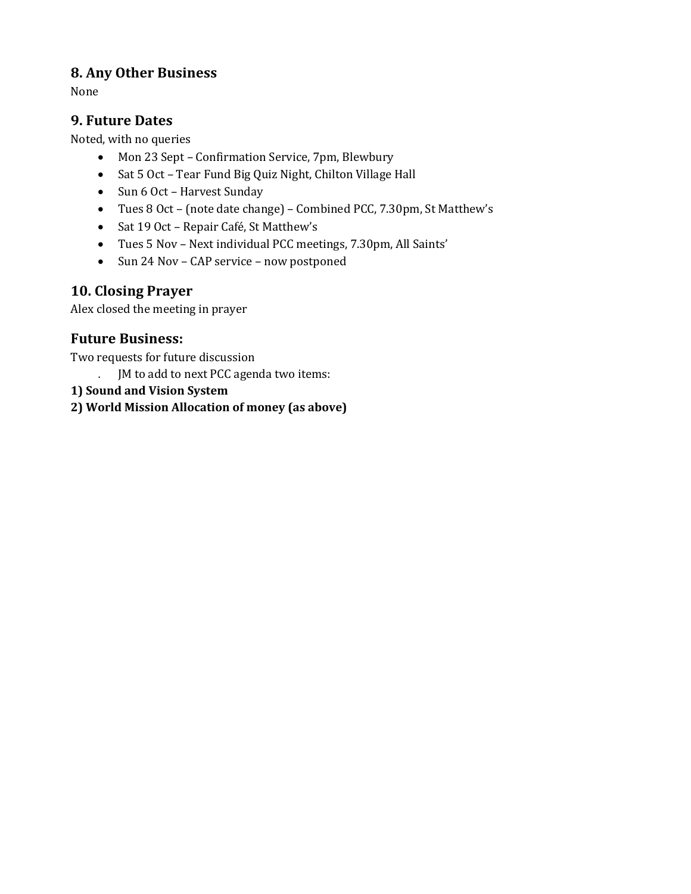## 8. Any Other Business

None

## 9. Future Dates

Noted, with no queries

- Mon 23 Sept – Confirmation Service, 7pm, Blewbury
- Sat 5 Oct – Tear Fund Big Quiz Night, Chilton Village Hall
- Sun 6 Oct – Harvest Sunday
- Tues 8 Oct – (note date change) – Combined PCC, 7.30pm, St Matthew's
- Sat 19 Oct – Repair Café, St Matthew's
- Tues 5 Nov – Next individual PCC meetings, 7.30pm, All Saints'
- Sun 24 Nov – CAP service – now postponed

## 10. Closing Prayer

Alex closed the meeting in prayer

## Future Business:

Two requests for future discussion

. JM to add to next PCC agenda two items:

**1) Sound and Vision System**

**2) World Mission Allocation of money (as above)**